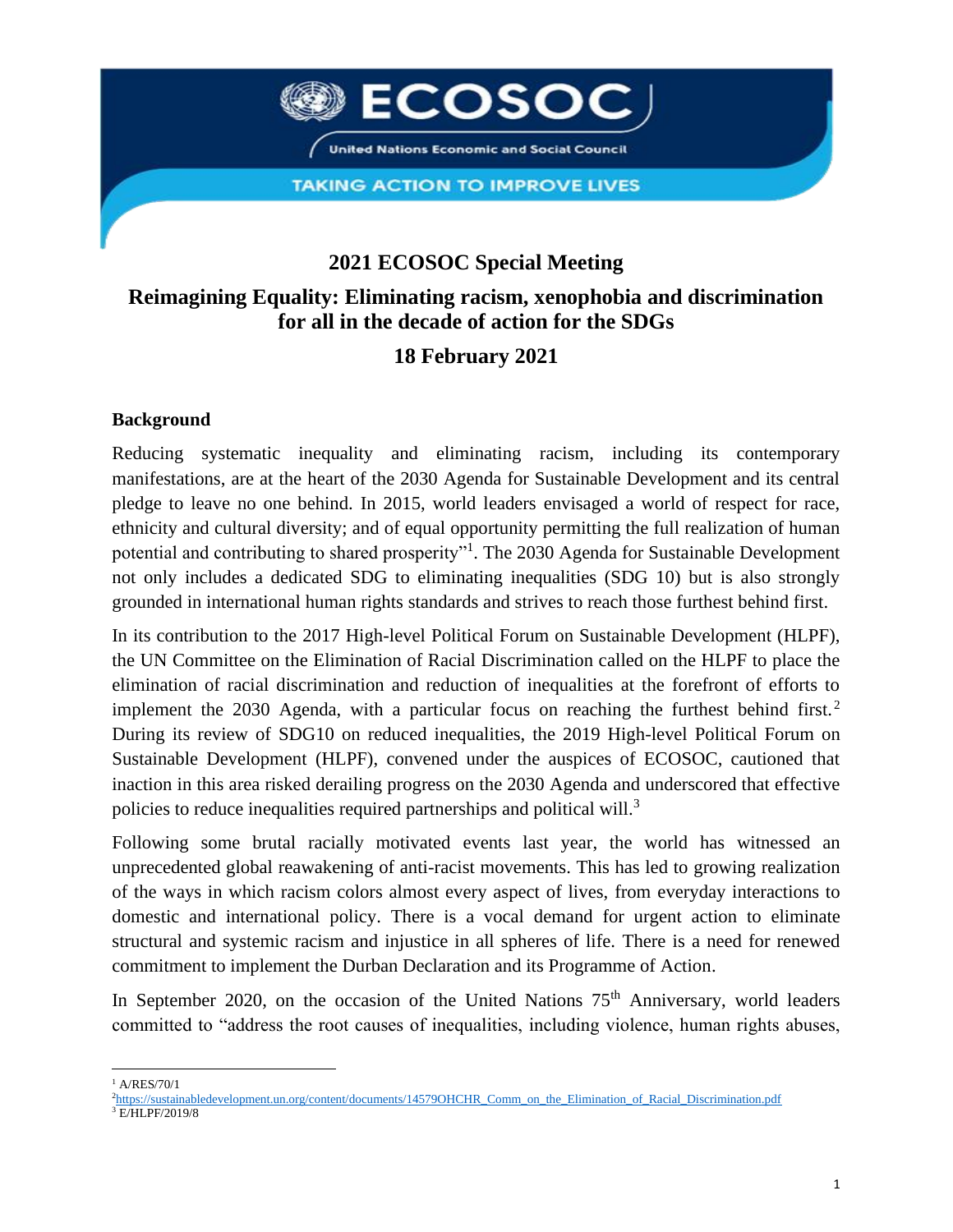ECOSOC

United Nations Economic and Social Council

TAKING ACTION TO IMPROVE LIVES

# 2021 ECOSOC Special Meeting

# Reimagining Equality: Eliminating racism, xenophobia and discrimination for all in the decade of action for the SDGs

## 18 February 2021

### Background

Reducing systematic inequality and eliminating racism, including its contemporary manifestations, are at the heart of the 2030 Agenda for Sustainable Development and its central pledge to leave no one behind. In 2015, world leaders envisaged a world of respect for race, ethnicity and cultural diversity; and of equal opportunity permitting the full realization of human potential and contributing to shared prosperity"[1]. The 2030 Agenda for Sustainable Development not only includes a dedicated SDG to eliminating inequalities (SDG 10) but is also strongly grounded in international human rights standards and strives to reach those furthest behind first.

In its contribution to the 2017 High-level Political Forum on Sustainable Development (HLPF), the UN Committee on the Elimination of Racial Discrimination called on the HLPF to place the elimination of racial discrimination and reduction of inequalities at the forefront of efforts to implement the 2030 Agenda, with a particular focus on reaching the furthest behind first.[2] During its review of SDG10 on reduced inequalities, the 2019 High-level Political Forum on Sustainable Development (HLPF), convened under the auspices of ECOSOC, cautioned that inaction in this area risked derailing progress on the 2030 Agenda and underscored that effective policies to reduce inequalities required partnerships and political will.[3]

Following some brutal racially motivated events last year, the world has witnessed an unprecedented global reawakening of anti-racist movements. This has led to growing realization of the ways in which racism colors almost every aspect of lives, from everyday interactions to domestic and international policy. There is a vocal demand for urgent action to eliminate structural and systemic racism and injustice in all spheres of life. There is a need for renewed commitment to implement the Durban Declaration and its Programme of Action.

In September 2020, on the occasion of the United Nations 75th Anniversary, world leaders committed to "address the root causes of inequalities, including violence, human rights abuses,

[1] A/RES/70/1

[2] https://sustainabledevelopment.un.org/content/documents/14579OHCHR_Comm_on_the_Elimination_of_Racial_Discrimination.pdf

[3] E/HLPF/2019/8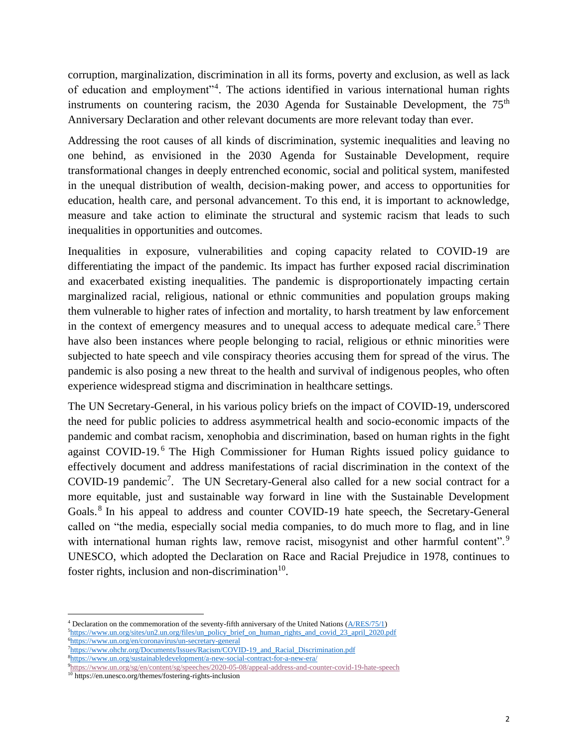corruption, marginalization, discrimination in all its forms, poverty and exclusion, as well as lack of education and employment"[4]. The actions identified in various international human rights instruments on countering racism, the 2030 Agenda for Sustainable Development, the 75th Anniversary Declaration and other relevant documents are more relevant today than ever.

Addressing the root causes of all kinds of discrimination, systemic inequalities and leaving no one behind, as envisioned in the 2030 Agenda for Sustainable Development, require transformational changes in deeply entrenched economic, social and political system, manifested in the unequal distribution of wealth, decision-making power, and access to opportunities for education, health care, and personal advancement. To this end, it is important to acknowledge, measure and take action to eliminate the structural and systemic racism that leads to such inequalities in opportunities and outcomes.

Inequalities in exposure, vulnerabilities and coping capacity related to COVID-19 are differentiating the impact of the pandemic. Its impact has further exposed racial discrimination and exacerbated existing inequalities. The pandemic is disproportionately impacting certain marginalized racial, religious, national or ethnic communities and population groups making them vulnerable to higher rates of infection and mortality, to harsh treatment by law enforcement in the context of emergency measures and to unequal access to adequate medical care.[5] There have also been instances where people belonging to racial, religious or ethnic minorities were subjected to hate speech and vile conspiracy theories accusing them for spread of the virus. The pandemic is also posing a new threat to the health and survival of indigenous peoples, who often experience widespread stigma and discrimination in healthcare settings.

The UN Secretary-General, in his various policy briefs on the impact of COVID-19, underscored the need for public policies to address asymmetrical health and socio-economic impacts of the pandemic and combat racism, xenophobia and discrimination, based on human rights in the fight against COVID-19.[6] The High Commissioner for Human Rights issued policy guidance to effectively document and address manifestations of racial discrimination in the context of the COVID-19 pandemic[7]. The UN Secretary-General also called for a new social contract for a more equitable, just and sustainable way forward in line with the Sustainable Development Goals.[8] In his appeal to address and counter COVID-19 hate speech, the Secretary-General called on "the media, especially social media companies, to do much more to flag, and in line with international human rights law, remove racist, misogynist and other harmful content".[9] UNESCO, which adopted the Declaration on Race and Racial Prejudice in 1978, continues to foster rights, inclusion and non-discrimination[10].

---

[4] Declaration on the commemoration of the seventy-fifth anniversary of the United Nations (A/RES/75/1)
[5] https://www.un.org/sites/un2.un.org/files/un_policy_brief_on_human_rights_and_covid_23_april_2020.pdf
[6] https://www.un.org/en/coronavirus/un-secretary-general
[7] https://www.ohchr.org/Documents/Issues/Racism/COVID-19_and_Racial_Discrimination.pdf
[8] https://www.un.org/sustainabledevelopment/a-new-social-contract-for-a-new-era/
[9] https://www.un.org/sg/en/content/sg/speeches/2020-05-08/appeal-address-and-counter-covid-19-hate-speech
[10] https://en.unesco.org/themes/fostering-rights-inclusion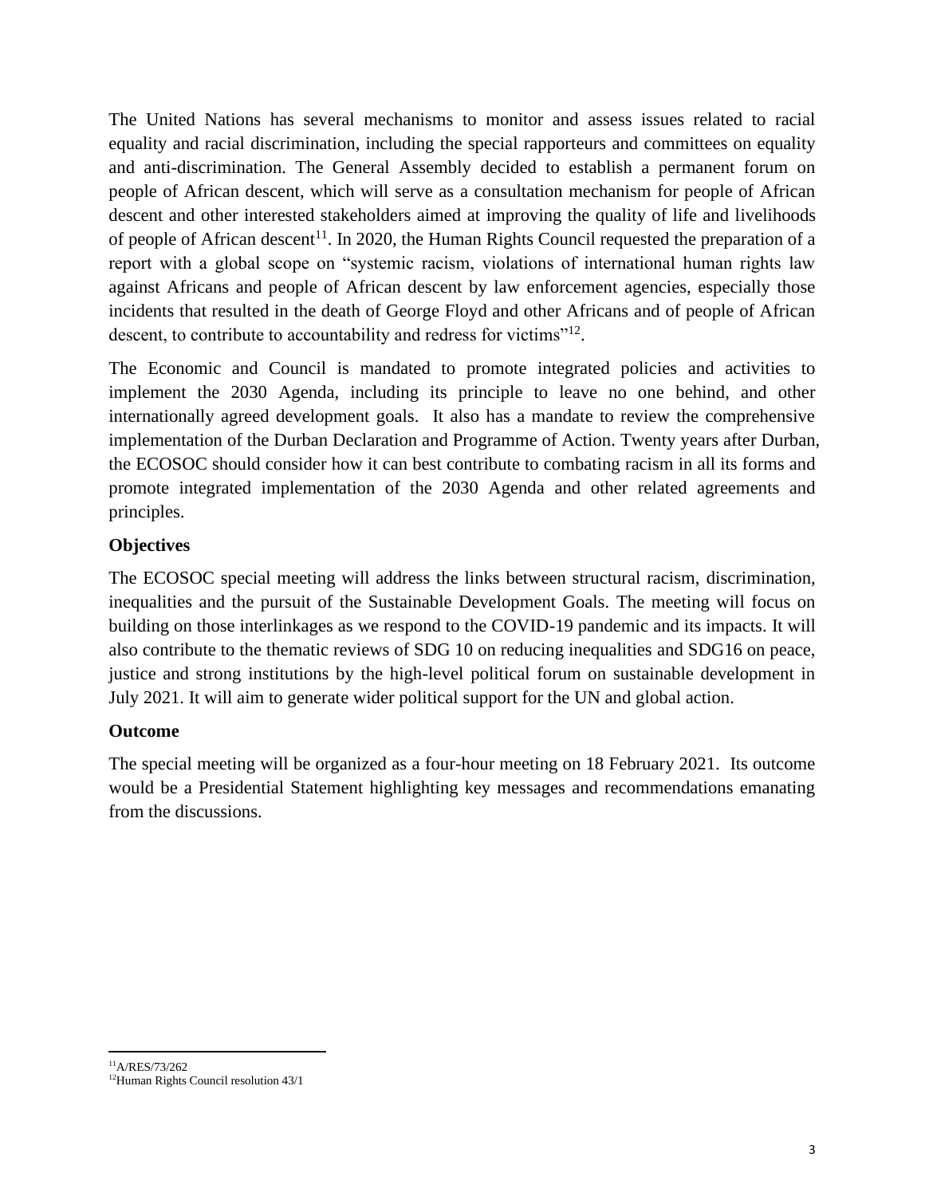The United Nations has several mechanisms to monitor and assess issues related to racial equality and racial discrimination, including the special rapporteurs and committees on equality and anti-discrimination. The General Assembly decided to establish a permanent forum on people of African descent, which will serve as a consultation mechanism for people of African descent and other interested stakeholders aimed at improving the quality of life and livelihoods of people of African descent[11]. In 2020, the Human Rights Council requested the preparation of a report with a global scope on "systemic racism, violations of international human rights law against Africans and people of African descent by law enforcement agencies, especially those incidents that resulted in the death of George Floyd and other Africans and of people of African descent, to contribute to accountability and redress for victims"[12].

The Economic and Council is mandated to promote integrated policies and activities to implement the 2030 Agenda, including its principle to leave no one behind, and other internationally agreed development goals. It also has a mandate to review the comprehensive implementation of the Durban Declaration and Programme of Action. Twenty years after Durban, the ECOSOC should consider how it can best contribute to combating racism in all its forms and promote integrated implementation of the 2030 Agenda and other related agreements and principles.

**Objectives**

The ECOSOC special meeting will address the links between structural racism, discrimination, inequalities and the pursuit of the Sustainable Development Goals. The meeting will focus on building on those interlinkages as we respond to the COVID-19 pandemic and its impacts. It will also contribute to the thematic reviews of SDG 10 on reducing inequalities and SDG16 on peace, justice and strong institutions by the high-level political forum on sustainable development in July 2021. It will aim to generate wider political support for the UN and global action.

**Outcome**

The special meeting will be organized as a four-hour meeting on 18 February 2021. Its outcome would be a Presidential Statement highlighting key messages and recommendations emanating from the discussions.

---

[11] A/RES/73/262

[12] Human Rights Council resolution 43/1